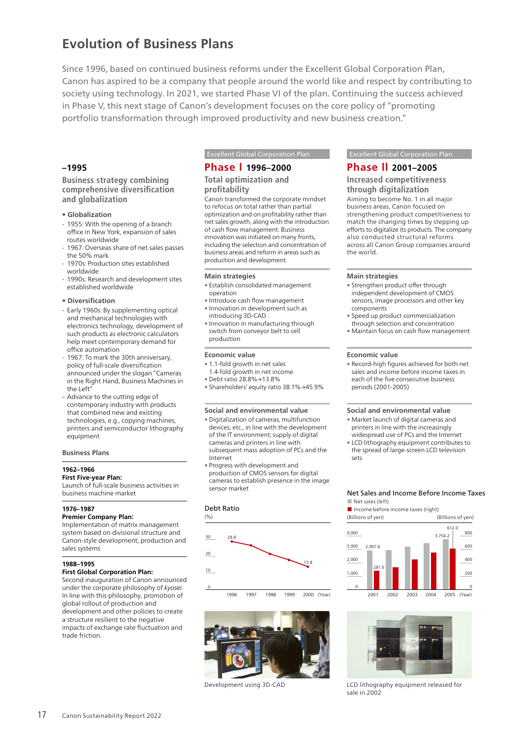# Evolution of Business Plans

Since 1996, based on continued business reforms under the Excellent Global Corporation Plan, Canon has aspired to be a company that people around the world like and respect by contributing to society using technology. In 2021, we started Phase VI of the plan. Continuing the success achieved in Phase V, this next stage of Canon's development focuses on the core policy of "promoting portfolio transformation through improved productivity and new business creation."

## –1995

### Business strategy combining comprehensive diversification and globalization

**• Globalization**

- 1955: With the opening of a branch office in New York, expansion of sales routes worldwide
- 1967: Overseas share of net sales passes the 50% mark
- 1970s: Production sites established worldwide
- 1990s: Research and development sites established worldwide

**• Diversification**

- Early 1960s: By supplementing optical and mechanical technologies with electronics technology, development of such products as electronic calculators help meet contemporary demand for office automation
- 1967: To mark the 30th anniversary, policy of full-scale diversification announced under the slogan "Cameras in the Right Hand, Business Machines in the Left"
- Advance to the cutting edge of contemporary industry with products that combined new and existing technologies, e.g., copying machines, printers and semiconductor lithography equipment

### Business Plans

**1962–1966**
**First Five-year Plan:**
Launch of full-scale business activities in business machine market

**1976–1987**
**Premier Company Plan:**
Implementation of matrix management system based on divisional structure and Canon-style development, production and sales systems

**1988–1995**
**First Global Corporation Plan:**
Second inauguration of Canon announced under the corporate philosophy of *kyosei*. In line with this philosophy, promotion of global rollout of production and development and other policies to create a structure resilient to the negative impacts of exchange rate fluctuation and trade friction.

Excellent Global Corporation Plan

## Phase I 1996–2000

### Total optimization and profitability

Canon transformed the corporate mindset to refocus on total rather than partial optimization and on profitability rather than net sales growth, along with the introduction of cash flow management. Business innovation was initiated on many fronts, including the selection and concentration of business areas and reform in areas such as production and development.

**Main strategies**

- Establish consolidated management operation
- Introduce cash flow management
- Innovation in development such as introducing 3D-CAD
- Innovation in manufacturing through switch from conveyor belt to cell production

**Economic value**

- 1.1-fold growth in net sales
  1.4-fold growth in net income
- Debt ratio 28.8%→13.8%
- Shareholders' equity ratio 38.1%→45.9%

**Social and environmental value**

- Digitalization of cameras, multifunction devices, etc., in line with the development of the IT environment; supply of digital cameras and printers in line with subsequent mass adoption of PCs and the Internet
- Progress with development and production of CMOS sensors for digital cameras to establish presence in the image sensor market

**Debt Ratio**
(%)

| Year | 1996 | 1997 | 1998 | 1999 | 2000 |
|---|---|---|---|---|---|
| Debt ratio | 28.8 | | | | 13.8 |

Development using 3D-CAD

Excellent Global Corporation Plan

## Phase II 2001–2005

### Increased competitiveness through digitalization

Aiming to become No. 1 in all major business areas, Canon focused on strengthening product competitiveness to match the changing times by stepping up efforts to digitalize its products. The company also conducted structural reforms across all Canon Group companies around the world.

**Main strategies**

- Strengthen product offer through independent development of CMOS sensors, image processors and other key components
- Speed up product commercialization through selection and concentration
- Maintain focus on cash flow management

**Economic value**

- Record-high figures achieved for both net sales and income before income taxes in each of the five consecutive business periods (2001-2005)

**Social and environmental value**

- Market launch of digital cameras and printers in line with the increasingly widespread use of PCs and the Internet
- LCD lithography equipment contributes to the spread of large-screen LCD television sets

**Net Sales and Income Before Income Taxes**
■ Net sales (left)
■ Income before income taxes (right)

| Year | Net sales (Billions of yen) | Income before income taxes (Billions of yen) |
|---|---|---|
| 2001 | 2,907.6 | 281.6 |
| 2002 | | |
| 2003 | | |
| 2004 | | |
| 2005 | 3,754.2 | 612.0 |

LCD lithography equipment released for sale in 2002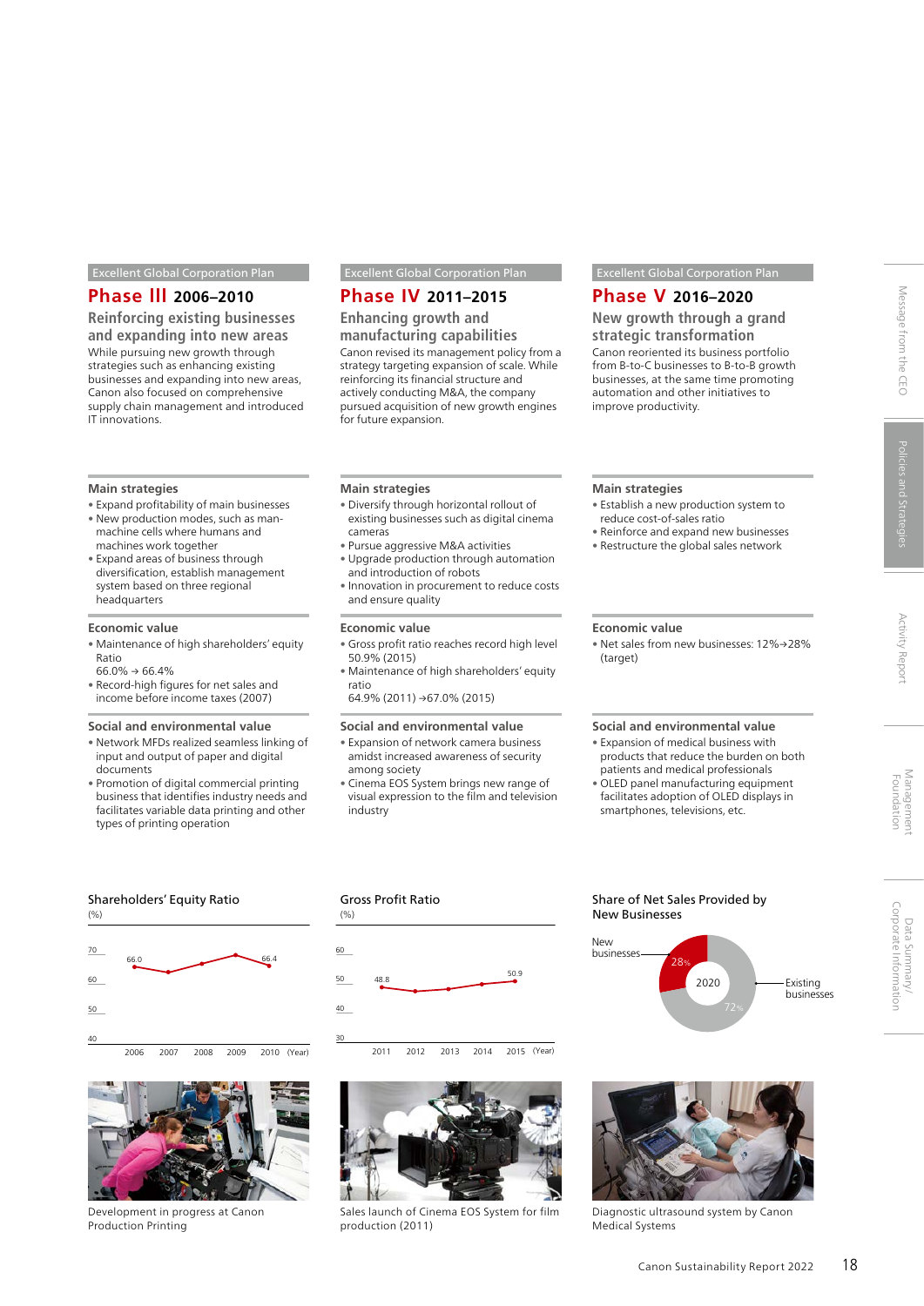Excellent Global Corporation Plan

## Phase III 2006–2010

### Reinforcing existing businesses and expanding into new areas

While pursuing new growth through strategies such as enhancing existing businesses and expanding into new areas, Canon also focused on comprehensive supply chain management and introduced IT innovations.

#### Main strategies

- Expand profitability of main businesses
- New production modes, such as man-machine cells where humans and machines work together
- Expand areas of business through diversification, establish management system based on three regional headquarters

#### Economic value

- Maintenance of high shareholders' equity Ratio
  66.0% → 66.4%
- Record-high figures for net sales and income before income taxes (2007)

#### Social and environmental value

- Network MFDs realized seamless linking of input and output of paper and digital documents
- Promotion of digital commercial printing business that identifies industry needs and facilitates variable data printing and other types of printing operation

**Shareholders' Equity Ratio** (%)

| Year | 2006 | 2010 |
|---|---|---|
| % | 66.0 | 66.4 |

Development in progress at Canon Production Printing

Excellent Global Corporation Plan

## Phase IV 2011–2015

### Enhancing growth and manufacturing capabilities

Canon revised its management policy from a strategy targeting expansion of scale. While reinforcing its financial structure and actively conducting M&A, the company pursued acquisition of new growth engines for future expansion.

#### Main strategies

- Diversify through horizontal rollout of existing businesses such as digital cinema cameras
- Pursue aggressive M&A activities
- Upgrade production through automation and introduction of robots
- Innovation in procurement to reduce costs and ensure quality

#### Economic value

- Gross profit ratio reaches record high level 50.9% (2015)
- Maintenance of high shareholders' equity ratio
  64.9% (2011) →67.0% (2015)

#### Social and environmental value

- Expansion of network camera business amidst increased awareness of security among society
- Cinema EOS System brings new range of visual expression to the film and television industry

**Gross Profit Ratio** (%)

| Year | 2011 | 2015 |
|---|---|---|
| % | 48.8 | 50.9 |

Sales launch of Cinema EOS System for film production (2011)

Excellent Global Corporation Plan

## Phase V 2016–2020

### New growth through a grand strategic transformation

Canon reoriented its business portfolio from B-to-C businesses to B-to-B growth businesses, at the same time promoting automation and other initiatives to improve productivity.

#### Main strategies

- Establish a new production system to reduce cost-of-sales ratio
- Reinforce and expand new businesses
- Restructure the global sales network

#### Economic value

- Net sales from new businesses: 12%→28% (target)

#### Social and environmental value

- Expansion of medical business with products that reduce the burden on both patients and medical professionals
- OLED panel manufacturing equipment facilitates adoption of OLED displays in smartphones, televisions, etc.

**Share of Net Sales Provided by New Businesses** (2020)

- New businesses: 28%
- Existing businesses: 72%

Diagnostic ultrasound system by Canon Medical Systems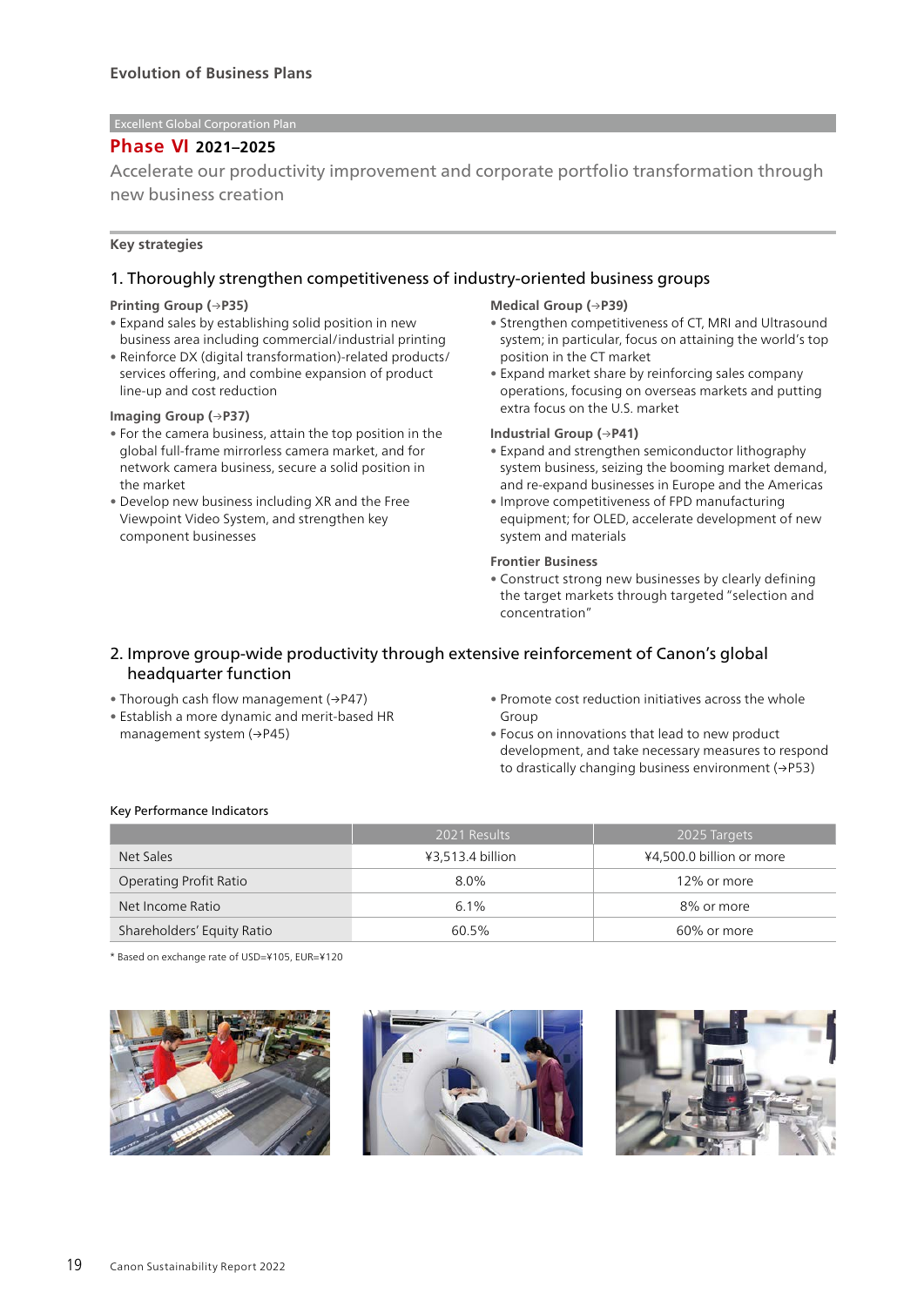## Evolution of Business Plans

Excellent Global Corporation Plan

# Phase VI 2021–2025

Accelerate our productivity improvement and corporate portfolio transformation through new business creation

### Key strategies

### 1. Thoroughly strengthen competitiveness of industry-oriented business groups

**Printing Group (→P35)**

- Expand sales by establishing solid position in new business area including commercial/industrial printing
- Reinforce DX (digital transformation)-related products/services offering, and combine expansion of product line-up and cost reduction

**Imaging Group (→P37)**

- For the camera business, attain the top position in the global full-frame mirrorless camera market, and for network camera business, secure a solid position in the market
- Develop new business including XR and the Free Viewpoint Video System, and strengthen key component businesses

**Medical Group (→P39)**

- Strengthen competitiveness of CT, MRI and Ultrasound system; in particular, focus on attaining the world's top position in the CT market
- Expand market share by reinforcing sales company operations, focusing on overseas markets and putting extra focus on the U.S. market

**Industrial Group (→P41)**

- Expand and strengthen semiconductor lithography system business, seizing the booming market demand, and re-expand businesses in Europe and the Americas
- Improve competitiveness of FPD manufacturing equipment; for OLED, accelerate development of new system and materials

**Frontier Business**

- Construct strong new businesses by clearly defining the target markets through targeted "selection and concentration"

### 2. Improve group-wide productivity through extensive reinforcement of Canon's global headquarter function

- Thorough cash flow management (→P47)
- Establish a more dynamic and merit-based HR management system (→P45)
- Promote cost reduction initiatives across the whole Group
- Focus on innovations that lead to new product development, and take necessary measures to respond to drastically changing business environment (→P53)

Key Performance Indicators

| | 2021 Results | 2025 Targets |
|---|---|---|
| Net Sales | ¥3,513.4 billion | ¥4,500.0 billion or more |
| Operating Profit Ratio | 8.0% | 12% or more |
| Net Income Ratio | 6.1% | 8% or more |
| Shareholders' Equity Ratio | 60.5% | 60% or more |

* Based on exchange rate of USD=¥105, EUR=¥120